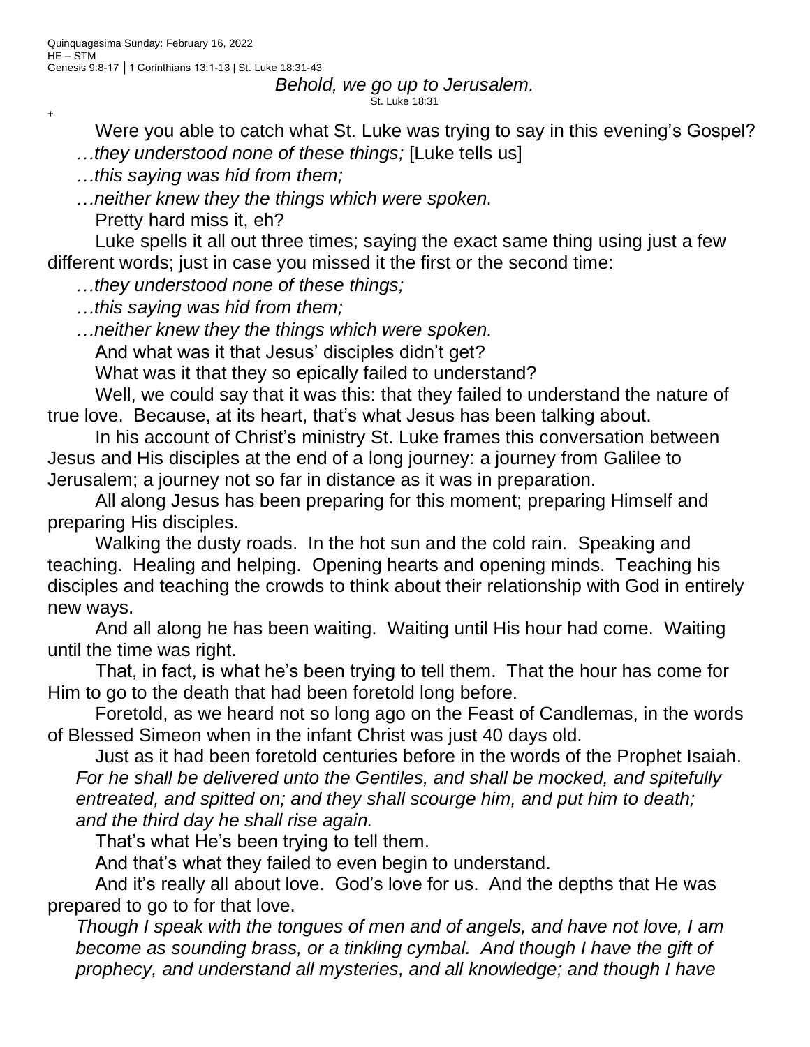Quinquagesima Sunday: February 16, 2022
HE – STM
Genesis 9:8-17 │1 Corinthians 13:1-13 | St. Luke 18:31-43

*Behold, we go up to Jerusalem.*
St. Luke 18:31

+

Were you able to catch what St. Luke was trying to say in this evening's Gospel?

*…they understood none of these things;* [Luke tells us]

*…this saying was hid from them;*

*…neither knew they the things which were spoken.*

Pretty hard miss it, eh?

Luke spells it all out three times; saying the exact same thing using just a few different words; just in case you missed it the first or the second time:

*…they understood none of these things;*

*…this saying was hid from them;*

*…neither knew they the things which were spoken.*

And what was it that Jesus' disciples didn't get?

What was it that they so epically failed to understand?

Well, we could say that it was this: that they failed to understand the nature of true love. Because, at its heart, that's what Jesus has been talking about.

In his account of Christ's ministry St. Luke frames this conversation between Jesus and His disciples at the end of a long journey: a journey from Galilee to Jerusalem; a journey not so far in distance as it was in preparation.

All along Jesus has been preparing for this moment; preparing Himself and preparing His disciples.

Walking the dusty roads. In the hot sun and the cold rain. Speaking and teaching. Healing and helping. Opening hearts and opening minds. Teaching his disciples and teaching the crowds to think about their relationship with God in entirely new ways.

And all along he has been waiting. Waiting until His hour had come. Waiting until the time was right.

That, in fact, is what he's been trying to tell them. That the hour has come for Him to go to the death that had been foretold long before.

Foretold, as we heard not so long ago on the Feast of Candlemas, in the words of Blessed Simeon when in the infant Christ was just 40 days old.

Just as it had been foretold centuries before in the words of the Prophet Isaiah.

*For he shall be delivered unto the Gentiles, and shall be mocked, and spitefully entreated, and spitted on; and they shall scourge him, and put him to death; and the third day he shall rise again.*

That's what He's been trying to tell them.

And that's what they failed to even begin to understand.

And it's really all about love. God's love for us. And the depths that He was prepared to go to for that love.

*Though I speak with the tongues of men and of angels, and have not love, I am become as sounding brass, or a tinkling cymbal. And though I have the gift of prophecy, and understand all mysteries, and all knowledge; and though I have*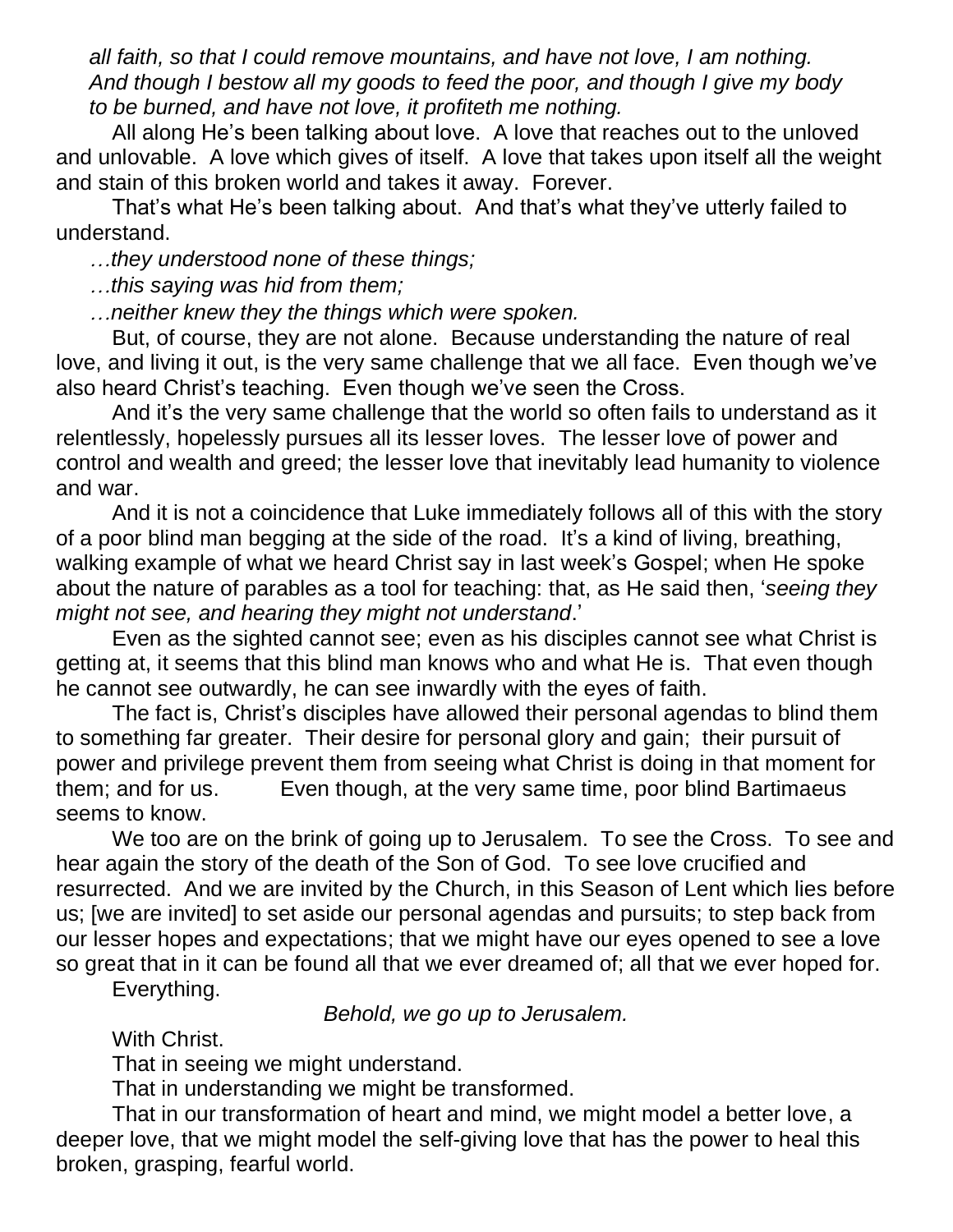*all faith, so that I could remove mountains, and have not love, I am nothing. And though I bestow all my goods to feed the poor, and though I give my body to be burned, and have not love, it profiteth me nothing.*

All along He's been talking about love. A love that reaches out to the unloved and unlovable. A love which gives of itself. A love that takes upon itself all the weight and stain of this broken world and takes it away. Forever.

That's what He's been talking about. And that's what they've utterly failed to understand.

*…they understood none of these things;*

*…this saying was hid from them;*

*…neither knew they the things which were spoken.*

But, of course, they are not alone. Because understanding the nature of real love, and living it out, is the very same challenge that we all face. Even though we've also heard Christ's teaching. Even though we've seen the Cross.

And it's the very same challenge that the world so often fails to understand as it relentlessly, hopelessly pursues all its lesser loves. The lesser love of power and control and wealth and greed; the lesser love that inevitably lead humanity to violence and war.

And it is not a coincidence that Luke immediately follows all of this with the story of a poor blind man begging at the side of the road. It's a kind of living, breathing, walking example of what we heard Christ say in last week's Gospel; when He spoke about the nature of parables as a tool for teaching: that, as He said then, '*seeing they might not see, and hearing they might not understand*.'

Even as the sighted cannot see; even as his disciples cannot see what Christ is getting at, it seems that this blind man knows who and what He is. That even though he cannot see outwardly, he can see inwardly with the eyes of faith.

The fact is, Christ's disciples have allowed their personal agendas to blind them to something far greater. Their desire for personal glory and gain; their pursuit of power and privilege prevent them from seeing what Christ is doing in that moment for them; and for us. Even though, at the very same time, poor blind Bartimaeus seems to know.

We too are on the brink of going up to Jerusalem. To see the Cross. To see and hear again the story of the death of the Son of God. To see love crucified and resurrected. And we are invited by the Church, in this Season of Lent which lies before us; [we are invited] to set aside our personal agendas and pursuits; to step back from our lesser hopes and expectations; that we might have our eyes opened to see a love so great that in it can be found all that we ever dreamed of; all that we ever hoped for.

Everything.

*Behold, we go up to Jerusalem.*

With Christ.

That in seeing we might understand.

That in understanding we might be transformed.

That in our transformation of heart and mind, we might model a better love, a deeper love, that we might model the self-giving love that has the power to heal this broken, grasping, fearful world.